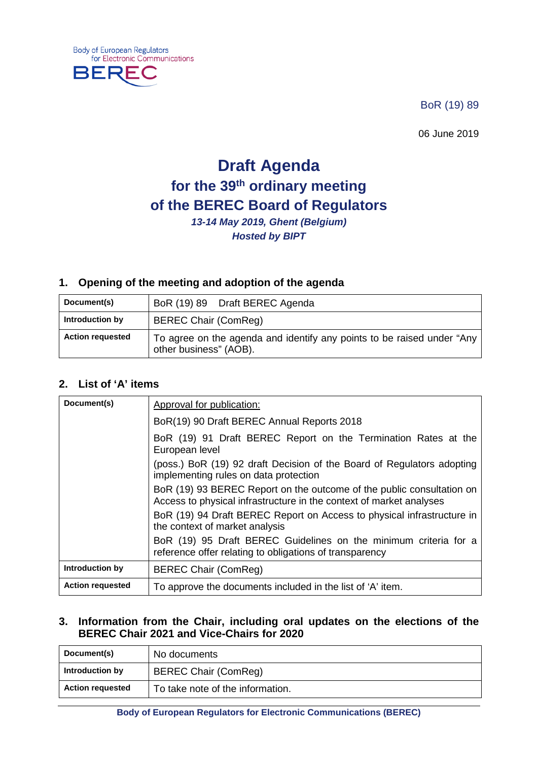Body of European Regulators for Electronic Communications

BEREC

BoR (19) 89

06 June 2019

# Draft Agenda
## for the 39th ordinary meeting
## of the BEREC Board of Regulators

***13-14 May 2019, Ghent (Belgium)***

***Hosted by BIPT***

### 1. Opening of the meeting and adoption of the agenda

| **Document(s)** | BoR (19) 89    Draft BEREC Agenda |
|---|---|
| **Introduction by** | BEREC Chair (ComReg) |
| **Action requested** | To agree on the agenda and identify any points to be raised under "Any other business" (AOB). |

### 2. List of 'A' items

| **Document(s)** | Approval for publication:<br>BoR(19) 90 Draft BEREC Annual Reports 2018<br>BoR (19) 91 Draft BEREC Report on the Termination Rates at the European level<br>(poss.) BoR (19) 92 draft Decision of the Board of Regulators adopting implementing rules on data protection<br>BoR (19) 93 BEREC Report on the outcome of the public consultation on Access to physical infrastructure in the context of market analyses<br>BoR (19) 94 Draft BEREC Report on Access to physical infrastructure in the context of market analysis<br>BoR (19) 95 Draft BEREC Guidelines on the minimum criteria for a reference offer relating to obligations of transparency |
|---|---|
| **Introduction by** | BEREC Chair (ComReg) |
| **Action requested** | To approve the documents included in the list of 'A' item. |

### 3. Information from the Chair, including oral updates on the elections of the BEREC Chair 2021 and Vice-Chairs for 2020

| **Document(s)** | No documents |
|---|---|
| **Introduction by** | BEREC Chair (ComReg) |
| **Action requested** | To take note of the information. |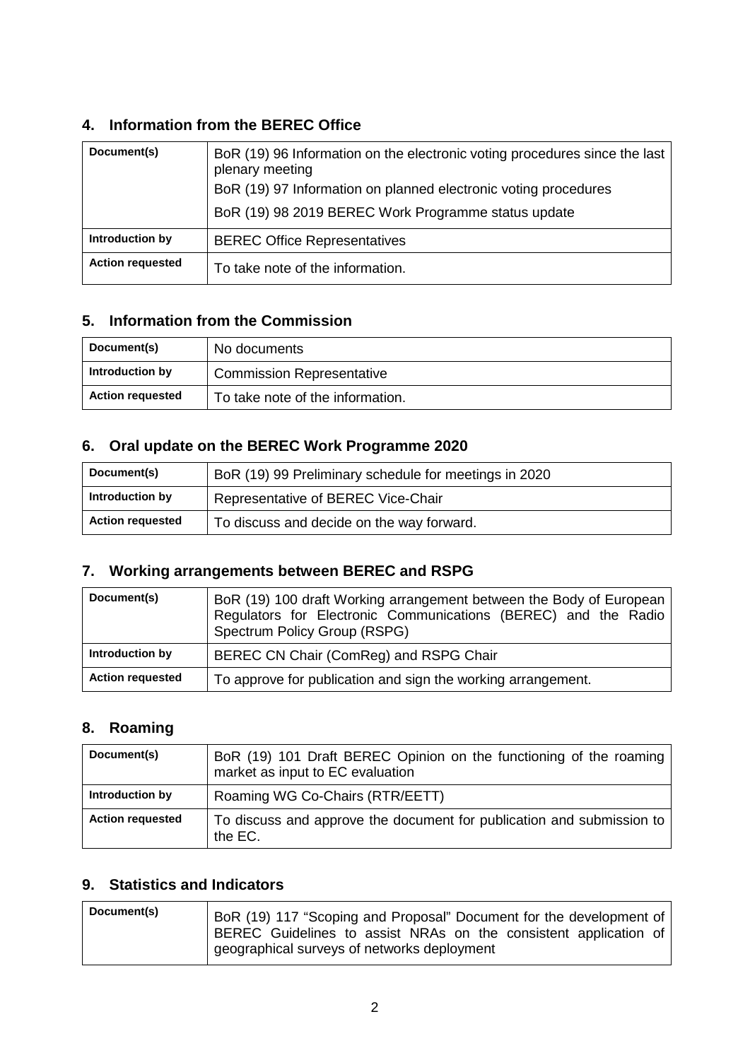## 4. Information from the BEREC Office

| Document(s) | BoR (19) 96 Information on the electronic voting procedures since the last plenary meeting<br>BoR (19) 97 Information on planned electronic voting procedures<br>BoR (19) 98 2019 BEREC Work Programme status update |
|---|---|
| Introduction by | BEREC Office Representatives |
| Action requested | To take note of the information. |

## 5. Information from the Commission

| Document(s) | No documents |
|---|---|
| Introduction by | Commission Representative |
| Action requested | To take note of the information. |

## 6. Oral update on the BEREC Work Programme 2020

| Document(s) | BoR (19) 99 Preliminary schedule for meetings in 2020 |
|---|---|
| Introduction by | Representative of BEREC Vice-Chair |
| Action requested | To discuss and decide on the way forward. |

## 7. Working arrangements between BEREC and RSPG

| Document(s) | BoR (19) 100 draft Working arrangement between the Body of European Regulators for Electronic Communications (BEREC) and the Radio Spectrum Policy Group (RSPG) |
|---|---|
| Introduction by | BEREC CN Chair (ComReg) and RSPG Chair |
| Action requested | To approve for publication and sign the working arrangement. |

## 8. Roaming

| Document(s) | BoR (19) 101 Draft BEREC Opinion on the functioning of the roaming market as input to EC evaluation |
|---|---|
| Introduction by | Roaming WG Co-Chairs (RTR/EETT) |
| Action requested | To discuss and approve the document for publication and submission to the EC. |

## 9. Statistics and Indicators

| Document(s) | BoR (19) 117 "Scoping and Proposal" Document for the development of BEREC Guidelines to assist NRAs on the consistent application of geographical surveys of networks deployment |
|---|---|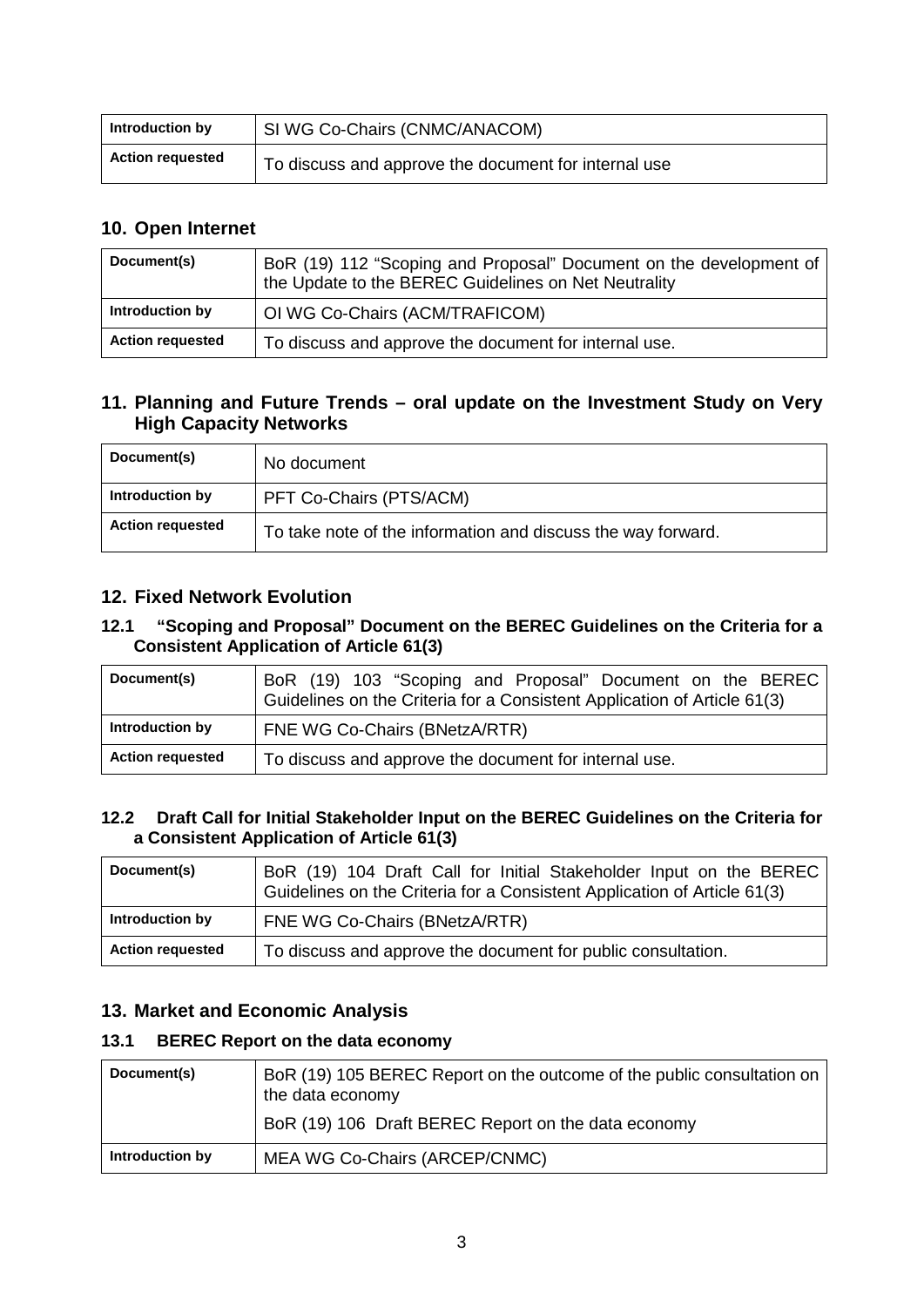| Introduction by | SI WG Co-Chairs (CNMC/ANACOM) |
|---|---|
| **Action requested** | To discuss and approve the document for internal use |

## 10. Open Internet

| Document(s) | BoR (19) 112 “Scoping and Proposal” Document on the development of the Update to the BEREC Guidelines on Net Neutrality |
|---|---|
| **Introduction by** | OI WG Co-Chairs (ACM/TRAFICOM) |
| **Action requested** | To discuss and approve the document for internal use. |

## 11. Planning and Future Trends – oral update on the Investment Study on Very High Capacity Networks

| Document(s) | No document |
|---|---|
| **Introduction by** | PFT Co-Chairs (PTS/ACM) |
| **Action requested** | To take note of the information and discuss the way forward. |

## 12. Fixed Network Evolution

### 12.1 “Scoping and Proposal” Document on the BEREC Guidelines on the Criteria for a Consistent Application of Article 61(3)

| Document(s) | BoR (19) 103 “Scoping and Proposal” Document on the BEREC Guidelines on the Criteria for a Consistent Application of Article 61(3) |
|---|---|
| **Introduction by** | FNE WG Co-Chairs (BNetzA/RTR) |
| **Action requested** | To discuss and approve the document for internal use. |

### 12.2 Draft Call for Initial Stakeholder Input on the BEREC Guidelines on the Criteria for a Consistent Application of Article 61(3)

| Document(s) | BoR (19) 104 Draft Call for Initial Stakeholder Input on the BEREC Guidelines on the Criteria for a Consistent Application of Article 61(3) |
|---|---|
| **Introduction by** | FNE WG Co-Chairs (BNetzA/RTR) |
| **Action requested** | To discuss and approve the document for public consultation. |

## 13. Market and Economic Analysis

### 13.1 BEREC Report on the data economy

| Document(s) | BoR (19) 105 BEREC Report on the outcome of the public consultation on the data economy<br>BoR (19) 106 Draft BEREC Report on the data economy |
|---|---|
| **Introduction by** | MEA WG Co-Chairs (ARCEP/CNMC) |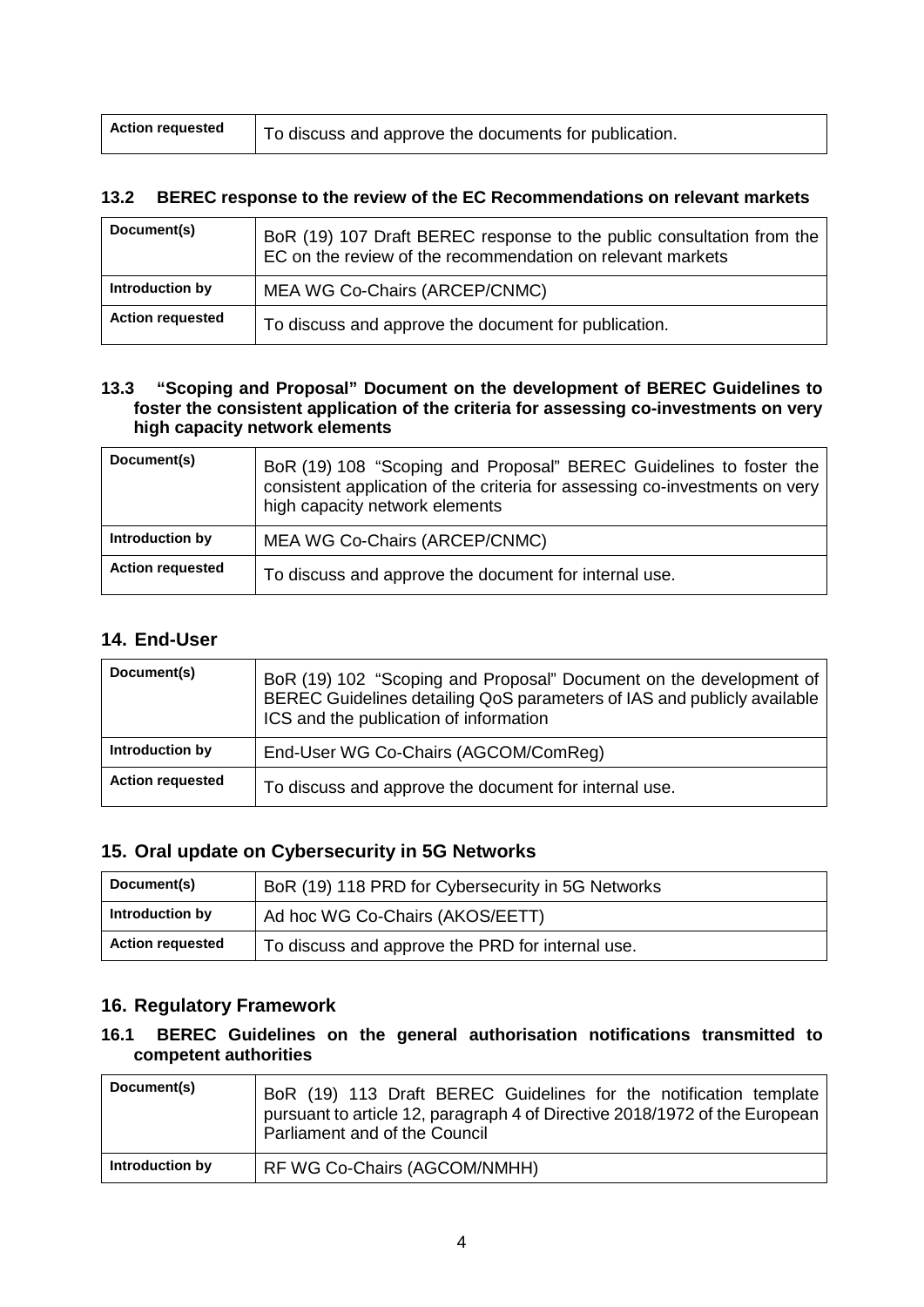| Action requested | To discuss and approve the documents for publication. |
|---|---|

### 13.2 BEREC response to the review of the EC Recommendations on relevant markets

| Document(s) | BoR (19) 107 Draft BEREC response to the public consultation from the EC on the review of the recommendation on relevant markets |
|---|---|
| Introduction by | MEA WG Co-Chairs (ARCEP/CNMC) |
| Action requested | To discuss and approve the document for publication. |

### 13.3 "Scoping and Proposal" Document on the development of BEREC Guidelines to foster the consistent application of the criteria for assessing co-investments on very high capacity network elements

| Document(s) | BoR (19) 108 "Scoping and Proposal" BEREC Guidelines to foster the consistent application of the criteria for assessing co-investments on very high capacity network elements |
|---|---|
| Introduction by | MEA WG Co-Chairs (ARCEP/CNMC) |
| Action requested | To discuss and approve the document for internal use. |

## 14. End-User

| Document(s) | BoR (19) 102 "Scoping and Proposal" Document on the development of BEREC Guidelines detailing QoS parameters of IAS and publicly available ICS and the publication of information |
|---|---|
| Introduction by | End-User WG Co-Chairs (AGCOM/ComReg) |
| Action requested | To discuss and approve the document for internal use. |

## 15. Oral update on Cybersecurity in 5G Networks

| Document(s) | BoR (19) 118 PRD for Cybersecurity in 5G Networks |
|---|---|
| Introduction by | Ad hoc WG Co-Chairs (AKOS/EETT) |
| Action requested | To discuss and approve the PRD for internal use. |

## 16. Regulatory Framework

### 16.1 BEREC Guidelines on the general authorisation notifications transmitted to competent authorities

| Document(s) | BoR (19) 113 Draft BEREC Guidelines for the notification template pursuant to article 12, paragraph 4 of Directive 2018/1972 of the European Parliament and of the Council |
|---|---|
| Introduction by | RF WG Co-Chairs (AGCOM/NMHH) |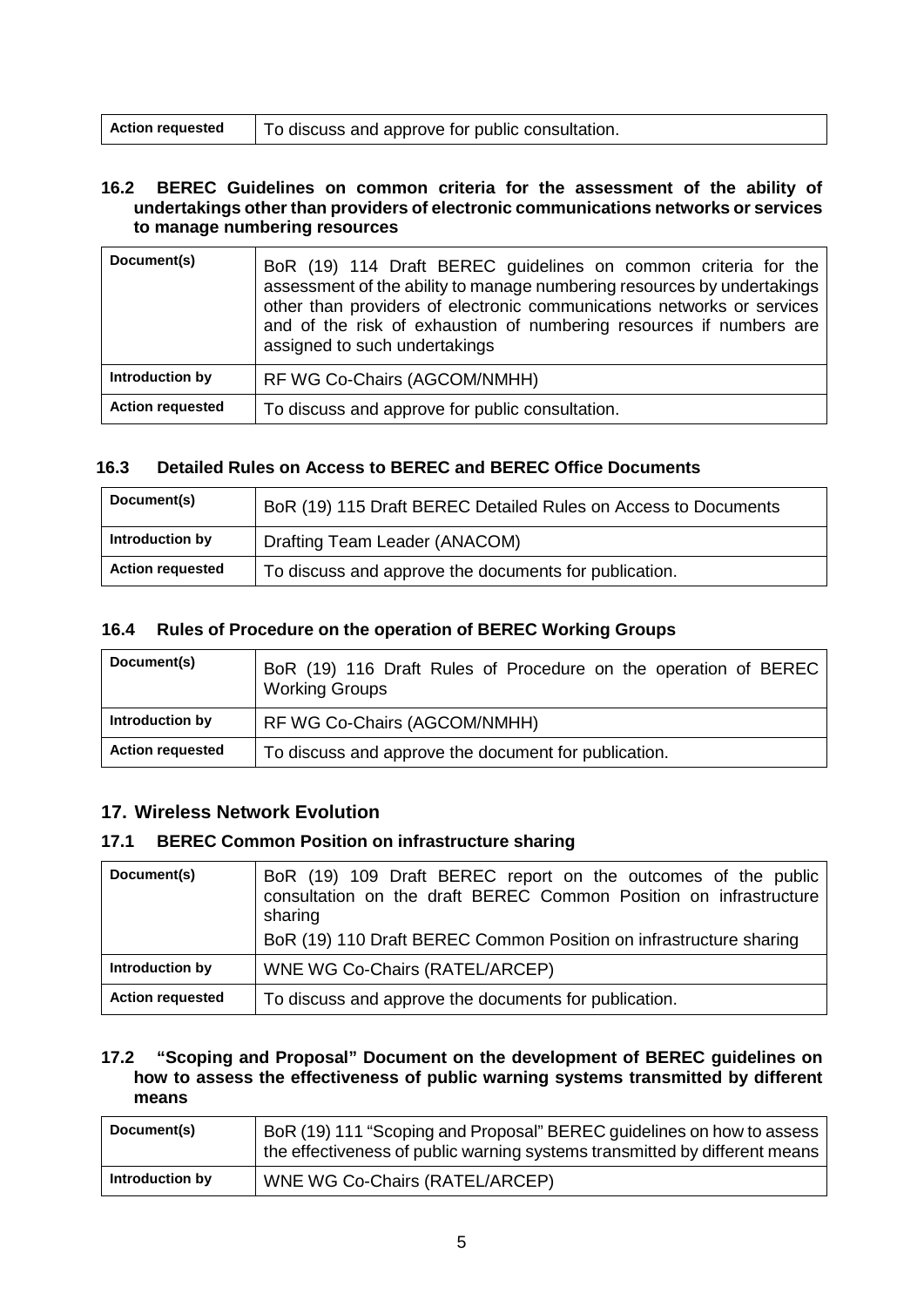| Action requested | To discuss and approve for public consultation. |
|---|---|

### 16.2 BEREC Guidelines on common criteria for the assessment of the ability of undertakings other than providers of electronic communications networks or services to manage numbering resources

| Document(s) | BoR (19) 114 Draft BEREC guidelines on common criteria for the assessment of the ability to manage numbering resources by undertakings other than providers of electronic communications networks or services and of the risk of exhaustion of numbering resources if numbers are assigned to such undertakings |
|---|---|
| Introduction by | RF WG Co-Chairs (AGCOM/NMHH) |
| Action requested | To discuss and approve for public consultation. |

### 16.3 Detailed Rules on Access to BEREC and BEREC Office Documents

| Document(s) | BoR (19) 115 Draft BEREC Detailed Rules on Access to Documents |
|---|---|
| Introduction by | Drafting Team Leader (ANACOM) |
| Action requested | To discuss and approve the documents for publication. |

### 16.4 Rules of Procedure on the operation of BEREC Working Groups

| Document(s) | BoR (19) 116 Draft Rules of Procedure on the operation of BEREC Working Groups |
|---|---|
| Introduction by | RF WG Co-Chairs (AGCOM/NMHH) |
| Action requested | To discuss and approve the document for publication. |

## 17. Wireless Network Evolution

### 17.1 BEREC Common Position on infrastructure sharing

| Document(s) | BoR (19) 109 Draft BEREC report on the outcomes of the public consultation on the draft BEREC Common Position on infrastructure sharing<br>BoR (19) 110 Draft BEREC Common Position on infrastructure sharing |
|---|---|
| Introduction by | WNE WG Co-Chairs (RATEL/ARCEP) |
| Action requested | To discuss and approve the documents for publication. |

### 17.2 "Scoping and Proposal" Document on the development of BEREC guidelines on how to assess the effectiveness of public warning systems transmitted by different means

| Document(s) | BoR (19) 111 "Scoping and Proposal" BEREC guidelines on how to assess the effectiveness of public warning systems transmitted by different means |
|---|---|
| Introduction by | WNE WG Co-Chairs (RATEL/ARCEP) |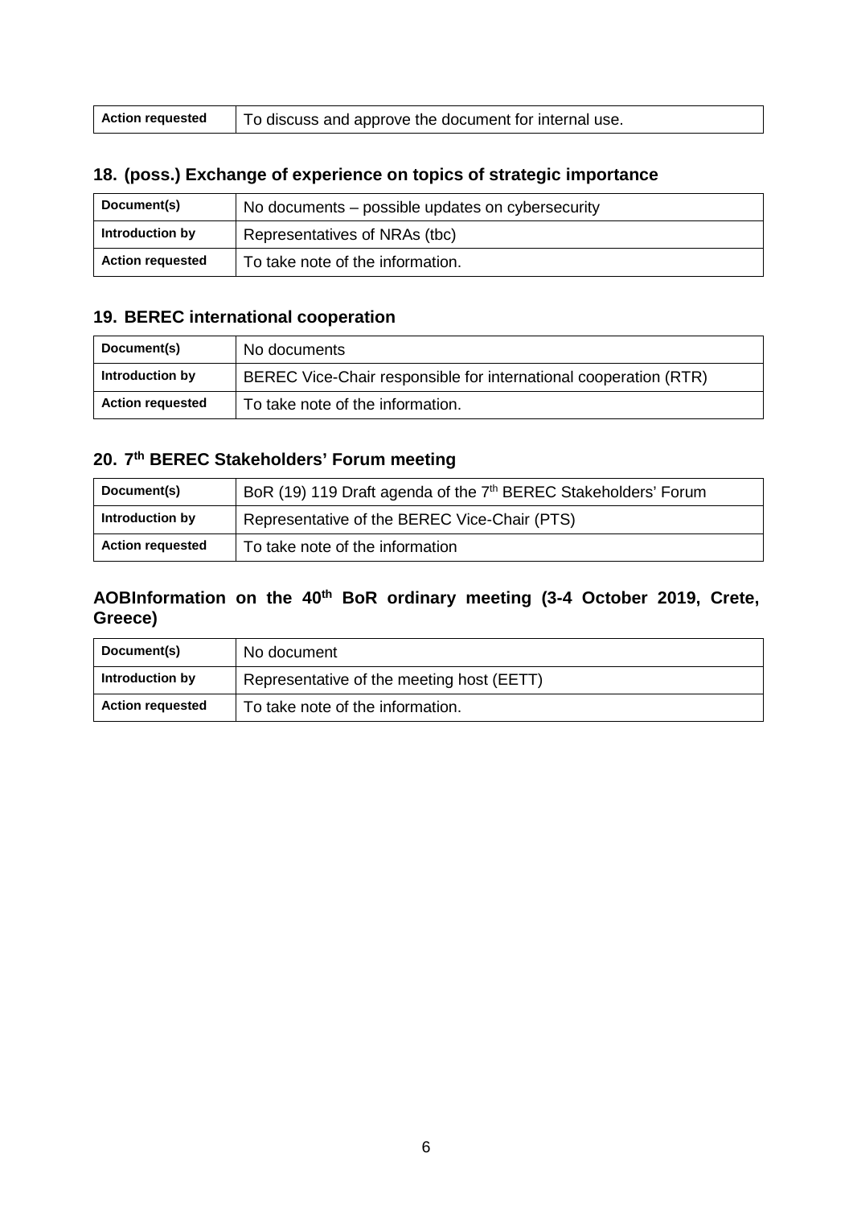| | |
|---|---|
| **Action requested** | To discuss and approve the document for internal use. |

## 18. (poss.) Exchange of experience on topics of strategic importance

| | |
|---|---|
| **Document(s)** | No documents – possible updates on cybersecurity |
| **Introduction by** | Representatives of NRAs (tbc) |
| **Action requested** | To take note of the information. |

## 19. BEREC international cooperation

| | |
|---|---|
| **Document(s)** | No documents |
| **Introduction by** | BEREC Vice-Chair responsible for international cooperation (RTR) |
| **Action requested** | To take note of the information. |

## 20. 7th BEREC Stakeholders' Forum meeting

| | |
|---|---|
| **Document(s)** | BoR (19) 119 Draft agenda of the 7th BEREC Stakeholders' Forum |
| **Introduction by** | Representative of the BEREC Vice-Chair (PTS) |
| **Action requested** | To take note of the information |

## AOBInformation on the 40th BoR ordinary meeting (3-4 October 2019, Crete, Greece)

| | |
|---|---|
| **Document(s)** | No document |
| **Introduction by** | Representative of the meeting host (EETT) |
| **Action requested** | To take note of the information. |